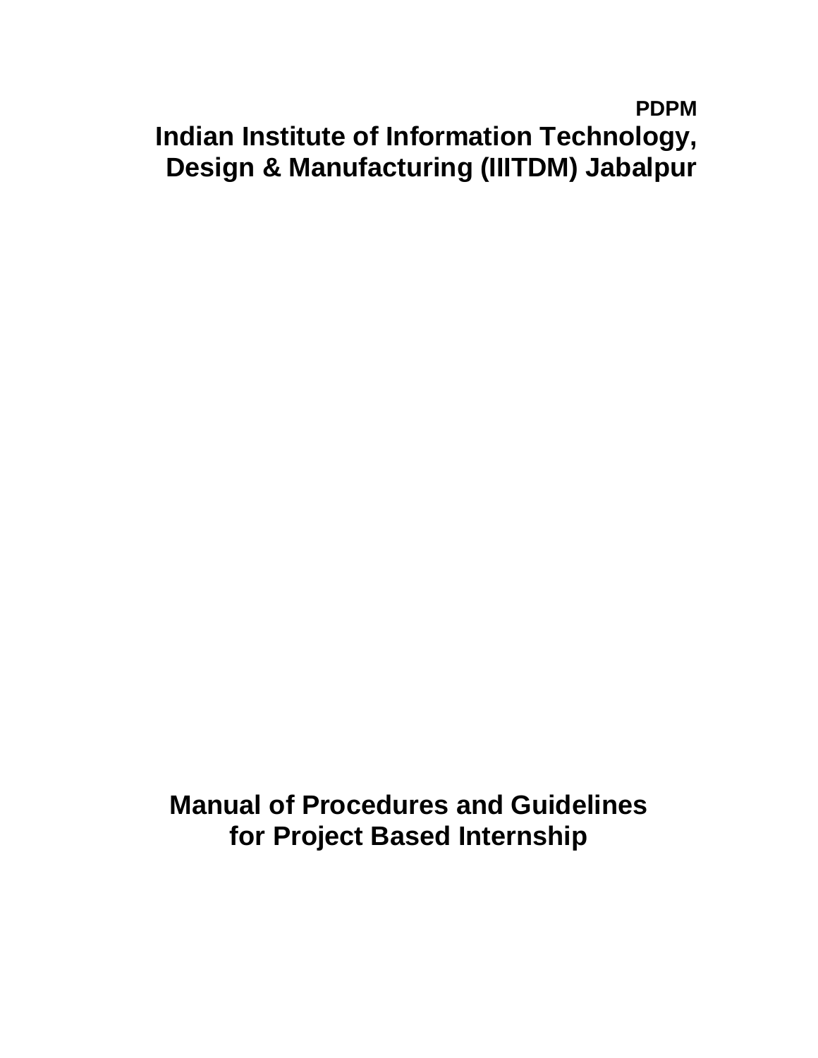**PDPM**

# Indian Institute of Information Technology, Design & Manufacturing (IIITDM) Jabalpur

# Manual of Procedures and Guidelines for Project Based Internship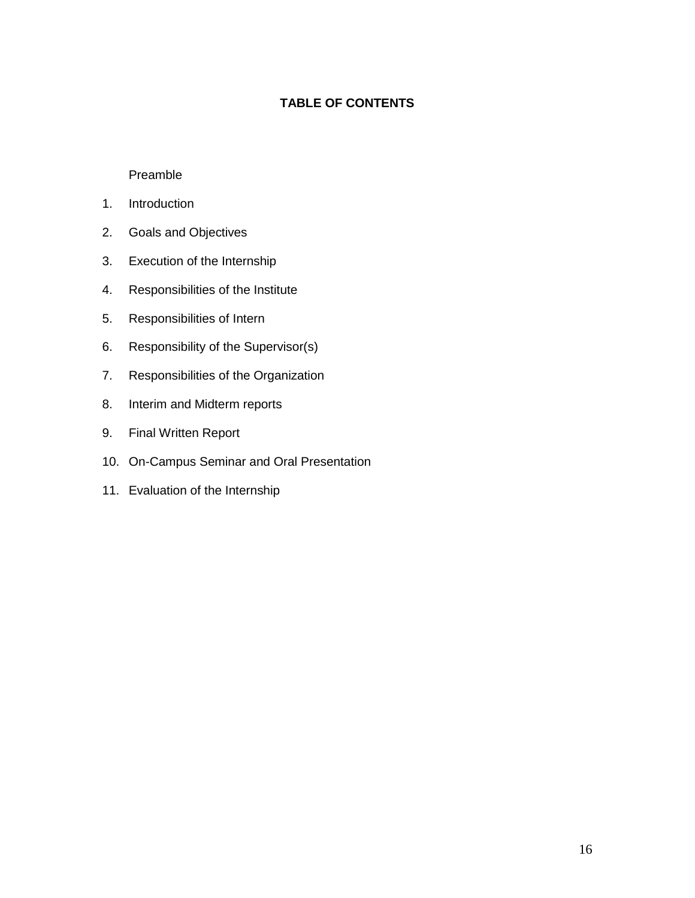## TABLE OF CONTENTS

Preamble

1. Introduction
2. Goals and Objectives
3. Execution of the Internship
4. Responsibilities of the Institute
5. Responsibilities of Intern
6. Responsibility of the Supervisor(s)
7. Responsibilities of the Organization
8. Interim and Midterm reports
9. Final Written Report
10. On-Campus Seminar and Oral Presentation
11. Evaluation of the Internship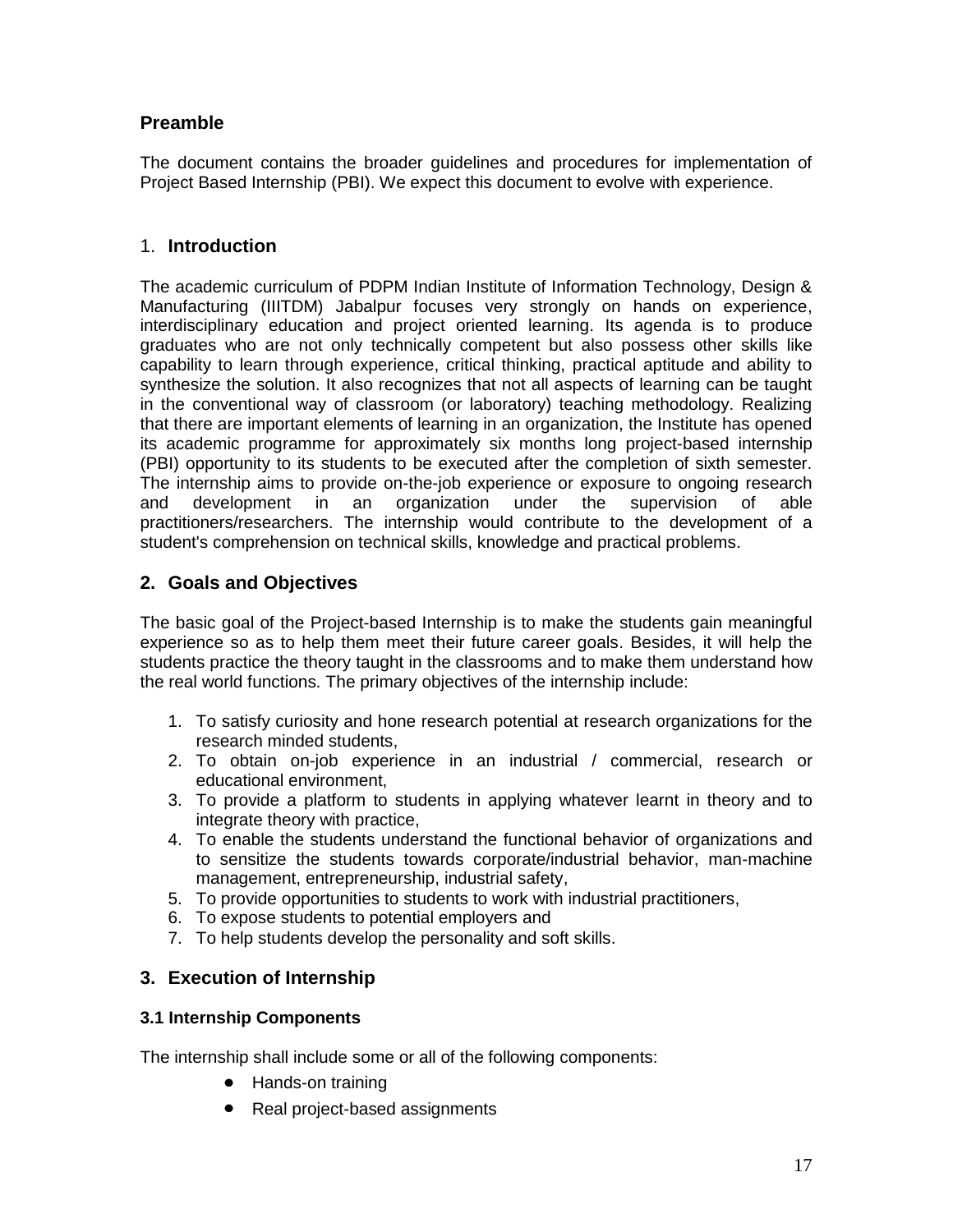## Preamble

The document contains the broader guidelines and procedures for implementation of Project Based Internship (PBI). We expect this document to evolve with experience.

## 1. Introduction

The academic curriculum of PDPM Indian Institute of Information Technology, Design & Manufacturing (IIITDM) Jabalpur focuses very strongly on hands on experience, interdisciplinary education and project oriented learning. Its agenda is to produce graduates who are not only technically competent but also possess other skills like capability to learn through experience, critical thinking, practical aptitude and ability to synthesize the solution. It also recognizes that not all aspects of learning can be taught in the conventional way of classroom (or laboratory) teaching methodology. Realizing that there are important elements of learning in an organization, the Institute has opened its academic programme for approximately six months long project-based internship (PBI) opportunity to its students to be executed after the completion of sixth semester. The internship aims to provide on-the-job experience or exposure to ongoing research and development in an organization under the supervision of able practitioners/researchers. The internship would contribute to the development of a student's comprehension on technical skills, knowledge and practical problems.

## 2. Goals and Objectives

The basic goal of the Project-based Internship is to make the students gain meaningful experience so as to help them meet their future career goals. Besides, it will help the students practice the theory taught in the classrooms and to make them understand how the real world functions. The primary objectives of the internship include:

1. To satisfy curiosity and hone research potential at research organizations for the research minded students,
2. To obtain on-job experience in an industrial / commercial, research or educational environment,
3. To provide a platform to students in applying whatever learnt in theory and to integrate theory with practice,
4. To enable the students understand the functional behavior of organizations and to sensitize the students towards corporate/industrial behavior, man-machine management, entrepreneurship, industrial safety,
5. To provide opportunities to students to work with industrial practitioners,
6. To expose students to potential employers and
7. To help students develop the personality and soft skills.

## 3. Execution of Internship

### 3.1 Internship Components

The internship shall include some or all of the following components:

- Hands-on training
- Real project-based assignments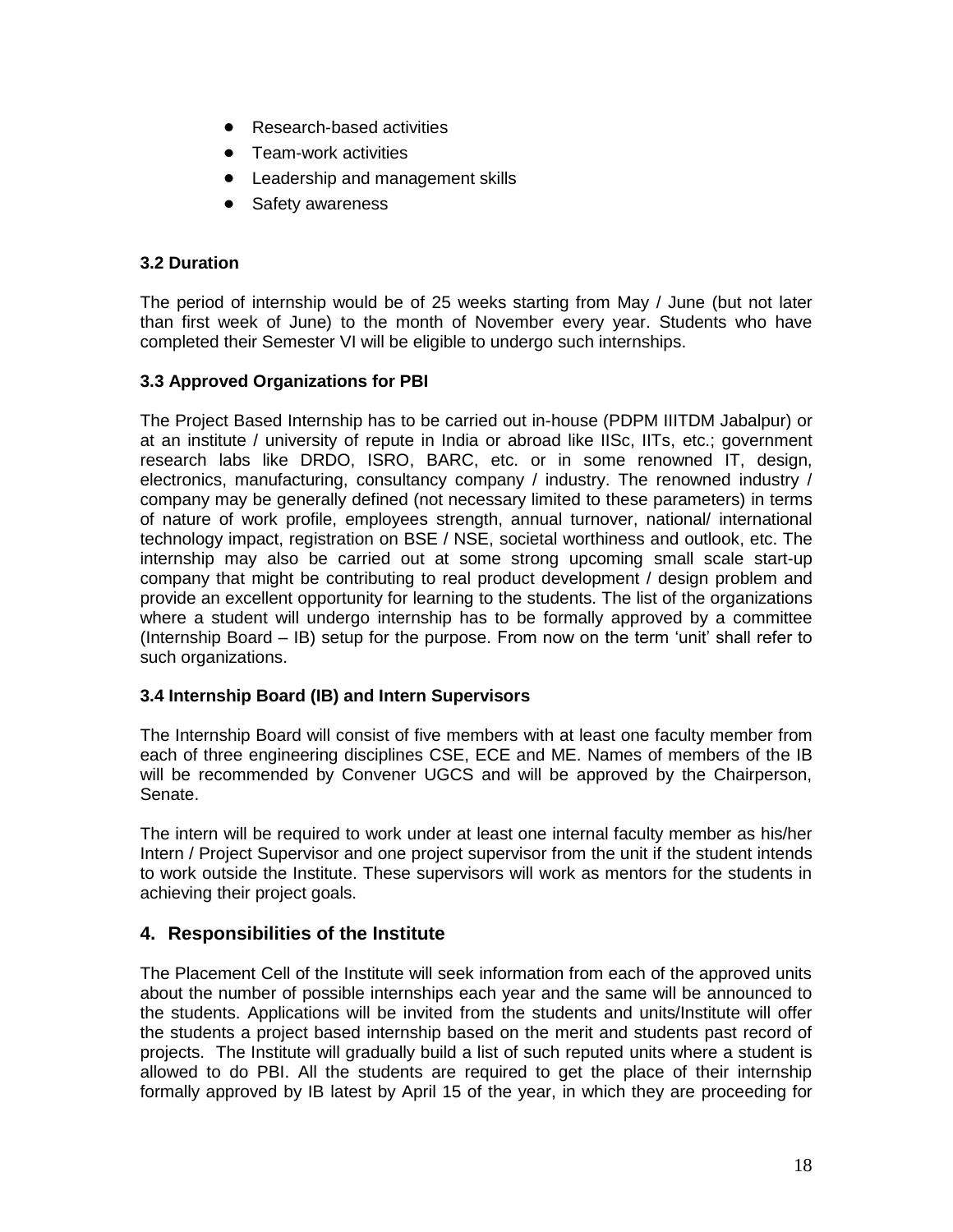- Research-based activities
- Team-work activities
- Leadership and management skills
- Safety awareness

### 3.2 Duration

The period of internship would be of 25 weeks starting from May / June (but not later than first week of June) to the month of November every year. Students who have completed their Semester VI will be eligible to undergo such internships.

### 3.3 Approved Organizations for PBI

The Project Based Internship has to be carried out in-house (PDPM IIITDM Jabalpur) or at an institute / university of repute in India or abroad like IISc, IITs, etc.; government research labs like DRDO, ISRO, BARC, etc. or in some renowned IT, design, electronics, manufacturing, consultancy company / industry. The renowned industry / company may be generally defined (not necessary limited to these parameters) in terms of nature of work profile, employees strength, annual turnover, national/ international technology impact, registration on BSE / NSE, societal worthiness and outlook, etc. The internship may also be carried out at some strong upcoming small scale start-up company that might be contributing to real product development / design problem and provide an excellent opportunity for learning to the students. The list of the organizations where a student will undergo internship has to be formally approved by a committee (Internship Board – IB) setup for the purpose. From now on the term 'unit' shall refer to such organizations.

### 3.4 Internship Board (IB) and Intern Supervisors

The Internship Board will consist of five members with at least one faculty member from each of three engineering disciplines CSE, ECE and ME. Names of members of the IB will be recommended by Convener UGCS and will be approved by the Chairperson, Senate.

The intern will be required to work under at least one internal faculty member as his/her Intern / Project Supervisor and one project supervisor from the unit if the student intends to work outside the Institute. These supervisors will work as mentors for the students in achieving their project goals.

## 4. Responsibilities of the Institute

The Placement Cell of the Institute will seek information from each of the approved units about the number of possible internships each year and the same will be announced to the students. Applications will be invited from the students and units/Institute will offer the students a project based internship based on the merit and students past record of projects. The Institute will gradually build a list of such reputed units where a student is allowed to do PBI. All the students are required to get the place of their internship formally approved by IB latest by April 15 of the year, in which they are proceeding for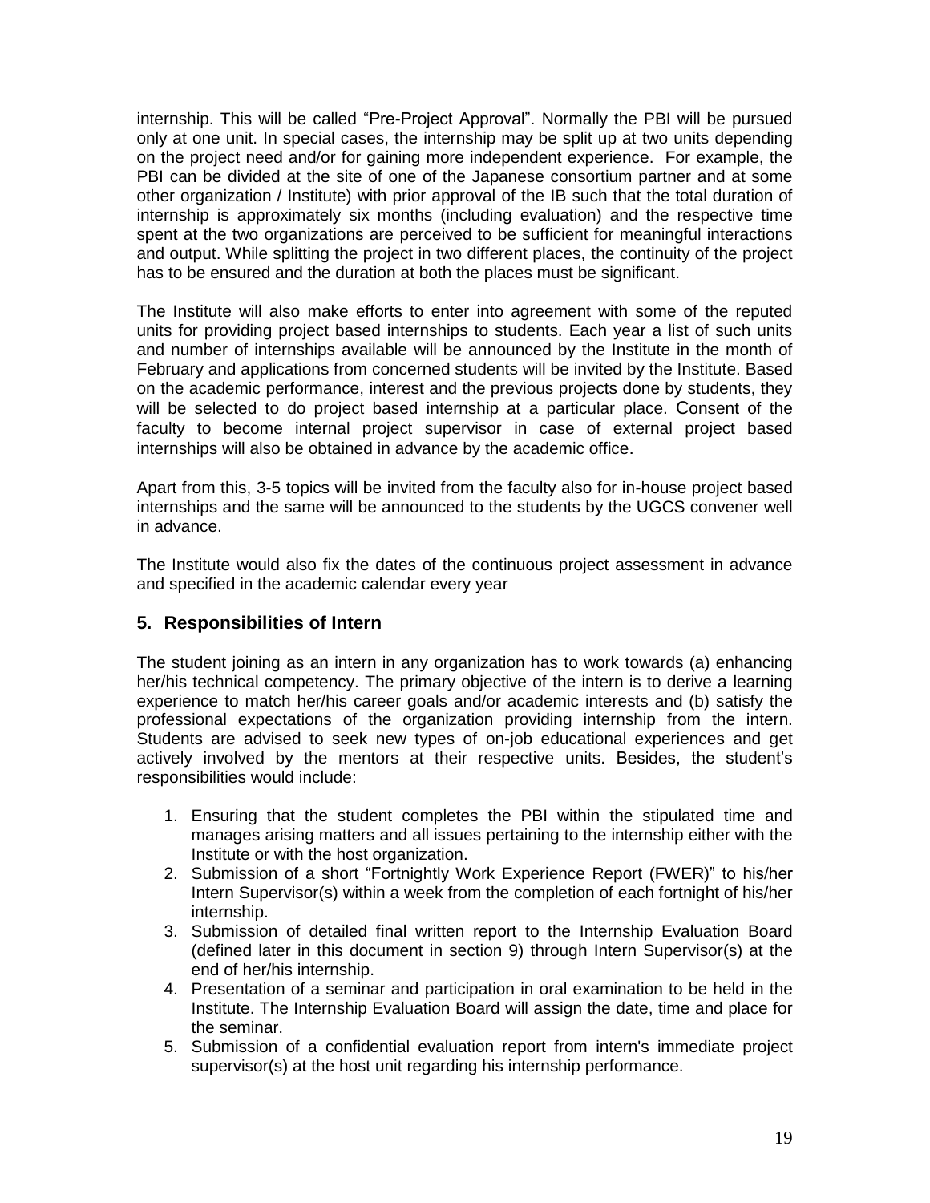internship. This will be called "Pre-Project Approval". Normally the PBI will be pursued only at one unit. In special cases, the internship may be split up at two units depending on the project need and/or for gaining more independent experience. For example, the PBI can be divided at the site of one of the Japanese consortium partner and at some other organization / Institute) with prior approval of the IB such that the total duration of internship is approximately six months (including evaluation) and the respective time spent at the two organizations are perceived to be sufficient for meaningful interactions and output. While splitting the project in two different places, the continuity of the project has to be ensured and the duration at both the places must be significant.

The Institute will also make efforts to enter into agreement with some of the reputed units for providing project based internships to students. Each year a list of such units and number of internships available will be announced by the Institute in the month of February and applications from concerned students will be invited by the Institute. Based on the academic performance, interest and the previous projects done by students, they will be selected to do project based internship at a particular place. Consent of the faculty to become internal project supervisor in case of external project based internships will also be obtained in advance by the academic office.

Apart from this, 3-5 topics will be invited from the faculty also for in-house project based internships and the same will be announced to the students by the UGCS convener well in advance.

The Institute would also fix the dates of the continuous project assessment in advance and specified in the academic calendar every year

## 5. Responsibilities of Intern

The student joining as an intern in any organization has to work towards (a) enhancing her/his technical competency. The primary objective of the intern is to derive a learning experience to match her/his career goals and/or academic interests and (b) satisfy the professional expectations of the organization providing internship from the intern. Students are advised to seek new types of on-job educational experiences and get actively involved by the mentors at their respective units. Besides, the student's responsibilities would include:

1. Ensuring that the student completes the PBI within the stipulated time and manages arising matters and all issues pertaining to the internship either with the Institute or with the host organization.
2. Submission of a short "Fortnightly Work Experience Report (FWER)" to his/her Intern Supervisor(s) within a week from the completion of each fortnight of his/her internship.
3. Submission of detailed final written report to the Internship Evaluation Board (defined later in this document in section 9) through Intern Supervisor(s) at the end of her/his internship.
4. Presentation of a seminar and participation in oral examination to be held in the Institute. The Internship Evaluation Board will assign the date, time and place for the seminar.
5. Submission of a confidential evaluation report from intern's immediate project supervisor(s) at the host unit regarding his internship performance.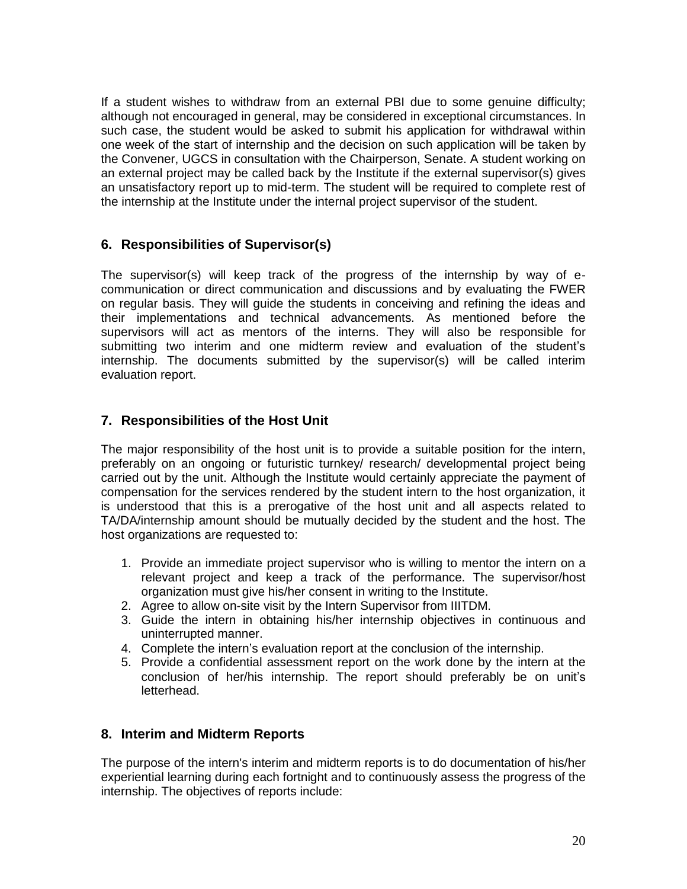If a student wishes to withdraw from an external PBI due to some genuine difficulty; although not encouraged in general, may be considered in exceptional circumstances. In such case, the student would be asked to submit his application for withdrawal within one week of the start of internship and the decision on such application will be taken by the Convener, UGCS in consultation with the Chairperson, Senate. A student working on an external project may be called back by the Institute if the external supervisor(s) gives an unsatisfactory report up to mid-term. The student will be required to complete rest of the internship at the Institute under the internal project supervisor of the student.

## 6. Responsibilities of Supervisor(s)

The supervisor(s) will keep track of the progress of the internship by way of e-communication or direct communication and discussions and by evaluating the FWER on regular basis. They will guide the students in conceiving and refining the ideas and their implementations and technical advancements. As mentioned before the supervisors will act as mentors of the interns. They will also be responsible for submitting two interim and one midterm review and evaluation of the student's internship. The documents submitted by the supervisor(s) will be called interim evaluation report.

## 7. Responsibilities of the Host Unit

The major responsibility of the host unit is to provide a suitable position for the intern, preferably on an ongoing or futuristic turnkey/ research/ developmental project being carried out by the unit. Although the Institute would certainly appreciate the payment of compensation for the services rendered by the student intern to the host organization, it is understood that this is a prerogative of the host unit and all aspects related to TA/DA/internship amount should be mutually decided by the student and the host. The host organizations are requested to:

1. Provide an immediate project supervisor who is willing to mentor the intern on a relevant project and keep a track of the performance. The supervisor/host organization must give his/her consent in writing to the Institute.
2. Agree to allow on-site visit by the Intern Supervisor from IIITDM.
3. Guide the intern in obtaining his/her internship objectives in continuous and uninterrupted manner.
4. Complete the intern's evaluation report at the conclusion of the internship.
5. Provide a confidential assessment report on the work done by the intern at the conclusion of her/his internship. The report should preferably be on unit's letterhead.

## 8. Interim and Midterm Reports

The purpose of the intern's interim and midterm reports is to do documentation of his/her experiential learning during each fortnight and to continuously assess the progress of the internship. The objectives of reports include: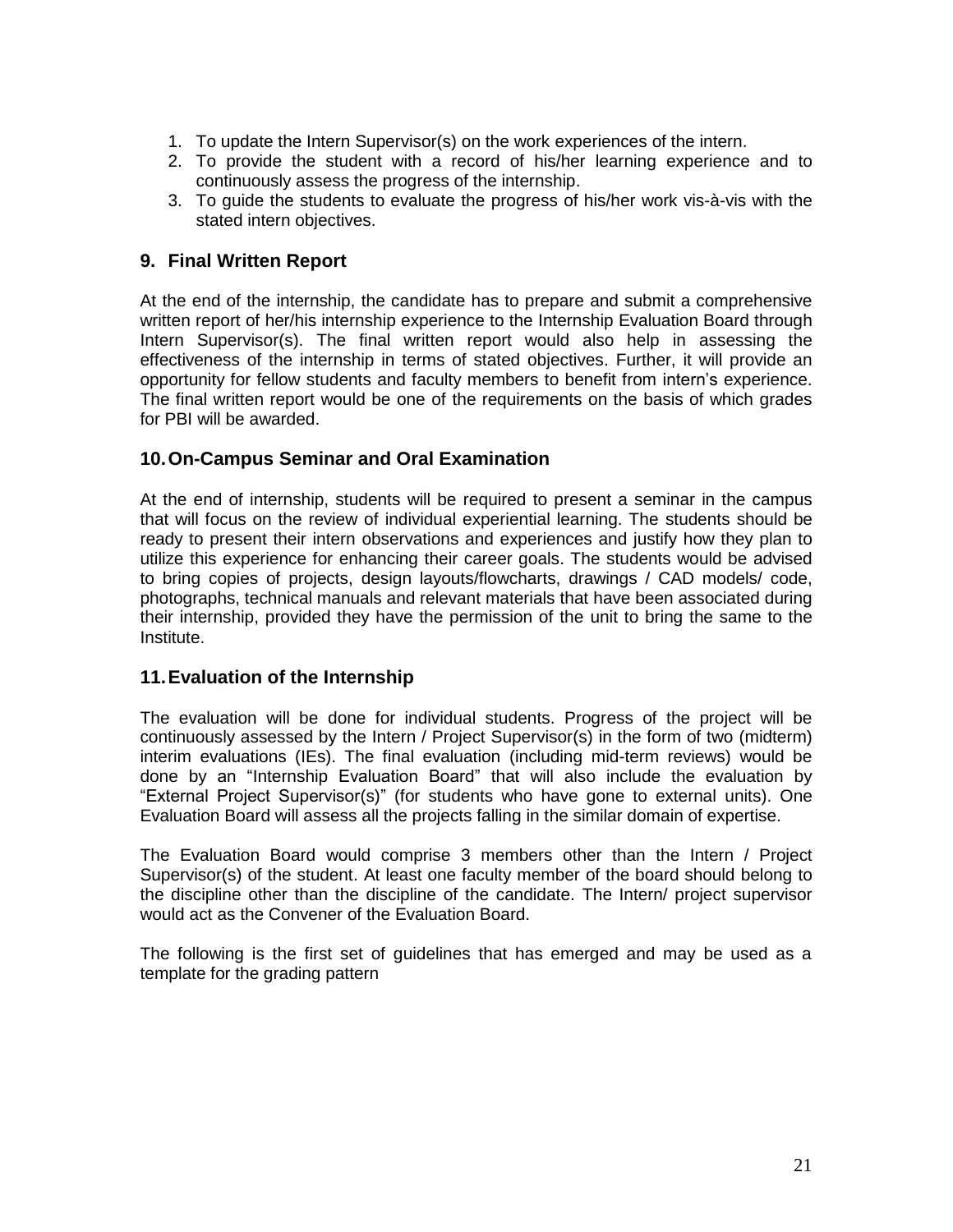1. To update the Intern Supervisor(s) on the work experiences of the intern.
2. To provide the student with a record of his/her learning experience and to continuously assess the progress of the internship.
3. To guide the students to evaluate the progress of his/her work vis-à-vis with the stated intern objectives.

## 9. Final Written Report

At the end of the internship, the candidate has to prepare and submit a comprehensive written report of her/his internship experience to the Internship Evaluation Board through Intern Supervisor(s). The final written report would also help in assessing the effectiveness of the internship in terms of stated objectives. Further, it will provide an opportunity for fellow students and faculty members to benefit from intern's experience. The final written report would be one of the requirements on the basis of which grades for PBI will be awarded.

## 10. On-Campus Seminar and Oral Examination

At the end of internship, students will be required to present a seminar in the campus that will focus on the review of individual experiential learning. The students should be ready to present their intern observations and experiences and justify how they plan to utilize this experience for enhancing their career goals. The students would be advised to bring copies of projects, design layouts/flowcharts, drawings / CAD models/ code, photographs, technical manuals and relevant materials that have been associated during their internship, provided they have the permission of the unit to bring the same to the Institute.

## 11. Evaluation of the Internship

The evaluation will be done for individual students. Progress of the project will be continuously assessed by the Intern / Project Supervisor(s) in the form of two (midterm) interim evaluations (IEs). The final evaluation (including mid-term reviews) would be done by an "Internship Evaluation Board" that will also include the evaluation by "External Project Supervisor(s)" (for students who have gone to external units). One Evaluation Board will assess all the projects falling in the similar domain of expertise.

The Evaluation Board would comprise 3 members other than the Intern / Project Supervisor(s) of the student. At least one faculty member of the board should belong to the discipline other than the discipline of the candidate. The Intern/ project supervisor would act as the Convener of the Evaluation Board.

The following is the first set of guidelines that has emerged and may be used as a template for the grading pattern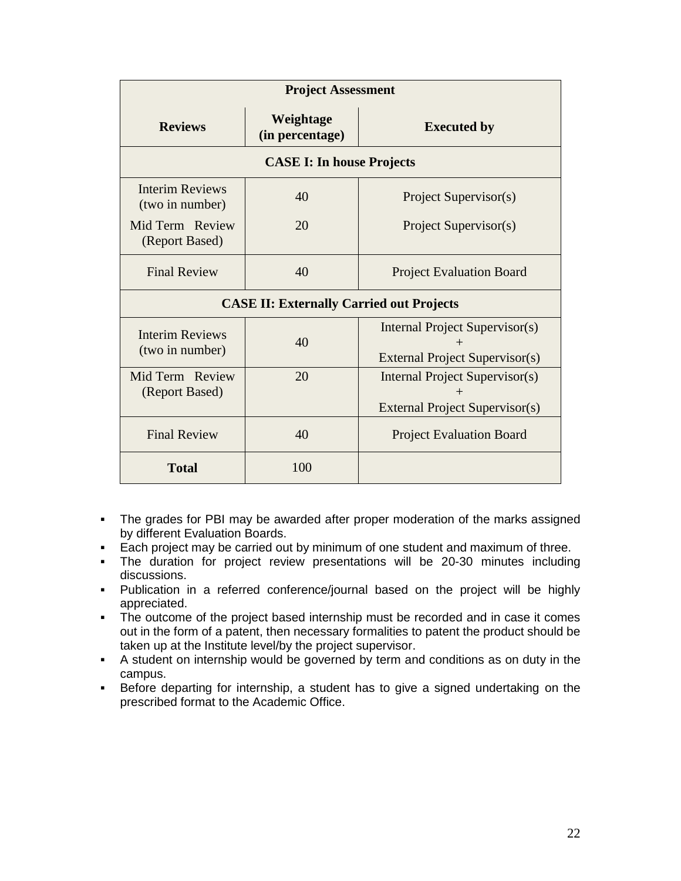| Project Assessment | | |
|---|---|---|
| **Reviews** | **Weightage (in percentage)** | **Executed by** |
| **CASE I: In house Projects** | | |
| Interim Reviews (two in number) | 40 | Project Supervisor(s) |
| Mid Term Review (Report Based) | 20 | Project Supervisor(s) |
| Final Review | 40 | Project Evaluation Board |
| **CASE II: Externally Carried out Projects** | | |
| Interim Reviews (two in number) | 40 | Internal Project Supervisor(s) + External Project Supervisor(s) |
| Mid Term Review (Report Based) | 20 | Internal Project Supervisor(s) + External Project Supervisor(s) |
| Final Review | 40 | Project Evaluation Board |
| **Total** | 100 | |

- The grades for PBI may be awarded after proper moderation of the marks assigned by different Evaluation Boards.
- Each project may be carried out by minimum of one student and maximum of three.
- The duration for project review presentations will be 20-30 minutes including discussions.
- Publication in a referred conference/journal based on the project will be highly appreciated.
- The outcome of the project based internship must be recorded and in case it comes out in the form of a patent, then necessary formalities to patent the product should be taken up at the Institute level/by the project supervisor.
- A student on internship would be governed by term and conditions as on duty in the campus.
- Before departing for internship, a student has to give a signed undertaking on the prescribed format to the Academic Office.